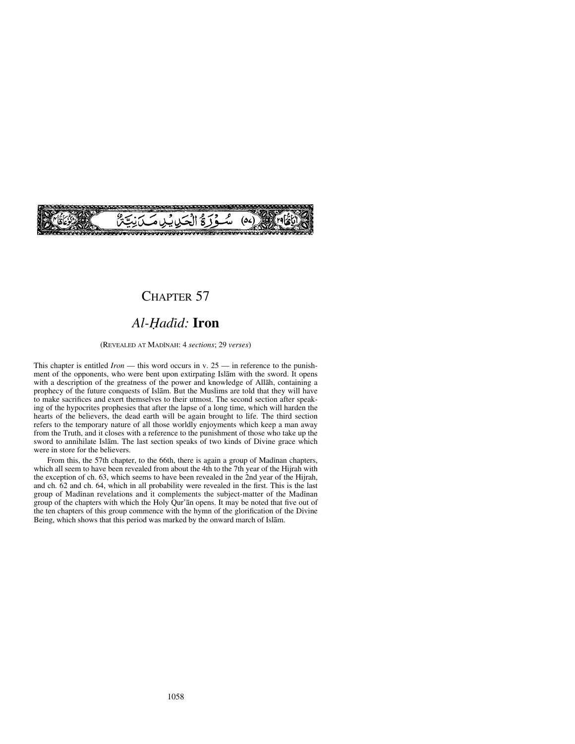(٥٧) سُورَةُ الْحَدِيدِ مَدَنِيَّةٌ

# CHAPTER 57

## *Al-Ḥadīd:* **Iron**

(REVEALED AT MADĪNAH: 4 *sections*; 29 *verses*)

This chapter is entitled *Iron* — this word occurs in v. 25 — in reference to the punishment of the opponents, who were bent upon extirpating Islām with the sword. It opens with a description of the greatness of the power and knowledge of Allāh, containing a prophecy of the future conquests of Islām. But the Muslims are told that they will have to make sacrifices and exert themselves to their utmost. The second section after speaking of the hypocrites prophesies that after the lapse of a long time, which will harden the hearts of the believers, the dead earth will be again brought to life. The third section refers to the temporary nature of all those worldly enjoyments which keep a man away from the Truth, and it closes with a reference to the punishment of those who take up the sword to annihilate Islām. The last section speaks of two kinds of Divine grace which were in store for the believers.

From this, the 57th chapter, to the 66th, there is again a group of Madīnan chapters, which all seem to have been revealed from about the 4th to the 7th year of the Hijrah with the exception of ch. 63, which seems to have been revealed in the 2nd year of the Hijrah, and ch. 62 and ch. 64, which in all probability were revealed in the first. This is the last group of Madīnan revelations and it complements the subject-matter of the Madīnan group of the chapters with which the Holy Qur'ān opens. It may be noted that five out of the ten chapters of this group commence with the hymn of the glorification of the Divine Being, which shows that this period was marked by the onward march of Islām.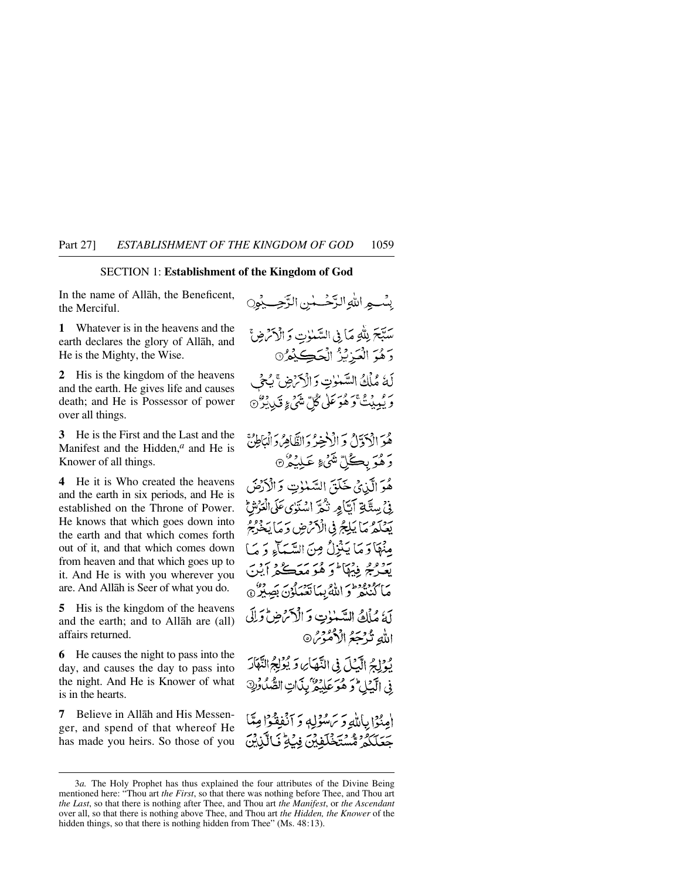SECTION 1: **Establishment of the Kingdom of God**

In the name of Allāh, the Beneficent, the Merciful.

بِسۡمِ اللّٰہِ الرَّحۡمٰنِ الرَّحِیۡمِ

**1** Whatever is in the heavens and the earth declares the glory of Allāh, and He is the Mighty, the Wise.

سَبَّحَ لِلّٰہِ مَا فِی السَّمٰوٰتِ وَ الۡاَرۡضِ ۚ وَ ہُوَ الۡعَزِیۡزُ الۡحَکِیۡمُ ﴿۱﴾

**2** His is the kingdom of the heavens and the earth. He gives life and causes death; and He is Possessor of power over all things.

لَہٗ مُلۡکُ السَّمٰوٰتِ وَ الۡاَرۡضِ ۚ یُحۡیٖ وَ یُمِیۡتُ ۚ وَ ہُوَ عَلٰی کُلِّ شَیۡءٍ قَدِیۡرٌ ﴿۲﴾

**3** He is the First and the Last and the Manifest and the Hidden,[a] and He is Knower of all things.

ہُوَ الۡاَوَّلُ وَ الۡاٰخِرُ وَ الظَّاہِرُ وَ الۡبَاطِنُ ۚ وَ ہُوَ بِکُلِّ شَیۡءٍ عَلِیۡمٌ ﴿۳﴾

**4** He it is Who created the heavens and the earth in six periods, and He is established on the Throne of Power. He knows that which goes down into the earth and that which comes forth out of it, and that which comes down from heaven and that which goes up to it. And He is with you wherever you are. And Allāh is Seer of what you do.

ہُوَ الَّذِیۡ خَلَقَ السَّمٰوٰتِ وَ الۡاَرۡضَ فِیۡ سِتَّۃِ اَیَّامٍ ثُمَّ اسۡتَوٰی عَلَی الۡعَرۡشِ ؕ یَعۡلَمُ مَا یَلِجُ فِی الۡاَرۡضِ وَ مَا یَخۡرُجُ مِنۡہَا وَ مَا یَنۡزِلُ مِنَ السَّمَآءِ وَ مَا یَعۡرُجُ فِیۡہَا ؕ وَ ہُوَ مَعَکُمۡ اَیۡنَ مَا کُنۡتُمۡ ؕ وَ اللّٰہُ بِمَا تَعۡمَلُوۡنَ بَصِیۡرٌ ﴿۴﴾

**5** His is the kingdom of the heavens and the earth; and to Allāh are (all) affairs returned.

لَہٗ مُلۡکُ السَّمٰوٰتِ وَ الۡاَرۡضِ ؕ وَ اِلَی اللّٰہِ تُرۡجَعُ الۡاُمُوۡرُ ﴿۵﴾

**6** He causes the night to pass into the day, and causes the day to pass into the night. And He is Knower of what is in the hearts.

یُوۡلِجُ الَّیۡلَ فِی النَّہَارِ وَ یُوۡلِجُ النَّہَارَ فِی الَّیۡلِ ؕ وَ ہُوَ عَلِیۡمٌۢ بِذَاتِ الصُّدُوۡرِ ﴿۶﴾

**7** Believe in Allāh and His Messenger, and spend of that whereof He has made you heirs. So those of you

اٰمِنُوۡا بِاللّٰہِ وَ رَسُوۡلِہٖ وَ اَنۡفِقُوۡا مِمَّا جَعَلَکُمۡ مُّسۡتَخۡلَفِیۡنَ فِیۡہِ ؕ فَالَّذِیۡنَ

---

3*a.* The Holy Prophet has thus explained the four attributes of the Divine Being mentioned here: "Thou art *the First*, so that there was nothing before Thee, and Thou art *the Last*, so that there is nothing after Thee, and Thou art *the Manifest*, or *the Ascendant* over all, so that there is nothing above Thee, and Thou art *the Hidden, the Knower* of the hidden things, so that there is nothing hidden from Thee" (Ms. 48:13).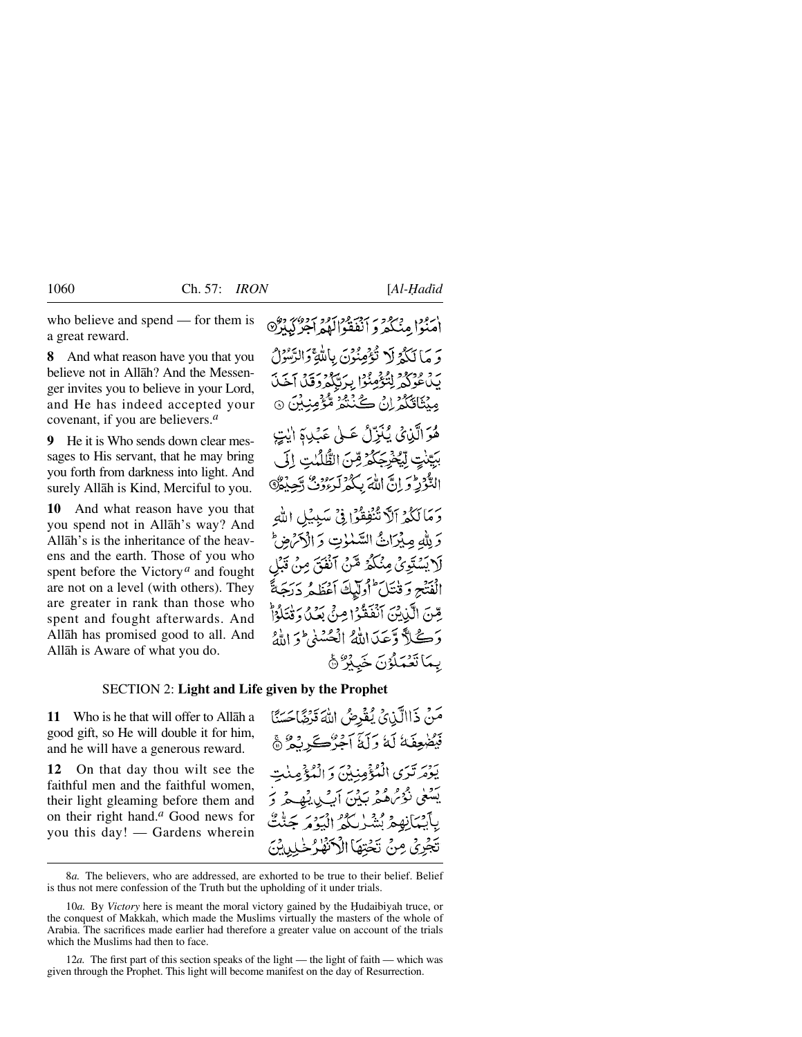who believe and spend — for them is a great reward.

امَنُوْا مِنْكُمْ وَ اَنْفَقُوْا لَهُمْ اَجْرٌ كَبِيْرٌ ۝

**8** And what reason have you that you believe not in Allāh? And the Messenger invites you to believe in your Lord, and He has indeed accepted your covenant, if you are believers.[a]

وَ مَا لَكُمْ لَا تُؤْمِنُوْنَ بِاللّٰهِ ۚ وَ الرَّسُوْلُ يَدْعُوْكُمْ لِتُؤْمِنُوْا بِرَبِّكُمْ وَ قَدْ اَخَذَ مِيْثَاقَكُمْ اِنْ كُنْتُمْ مُّؤْمِنِيْنَ ۝

**9** He it is Who sends down clear messages to His servant, that he may bring you forth from darkness into light. And surely Allāh is Kind, Merciful to you.

هُوَ الَّذِيْ يُنَزِّلُ عَلٰى عَبْدِهٖۤ اٰيٰتٍۭ بَيِّنٰتٍ لِّيُخْرِجَكُمْ مِّنَ الظُّلُمٰتِ اِلَى النُّوْرِ ؕ وَ اِنَّ اللّٰهَ بِكُمْ لَرَءُوْفٌ رَّحِيْمٌ ۝

**10** And what reason have you that you spend not in Allāh's way? And Allāh's is the inheritance of the heavens and the earth. Those of you who spent before the Victory[a] and fought are not on a level (with others). They are greater in rank than those who spent and fought afterwards. And Allāh has promised good to all. And Allāh is Aware of what you do.

وَ مَا لَكُمْ اَلَّا تُنْفِقُوْا فِيْ سَبِيْلِ اللّٰهِ وَ لِلّٰهِ مِيْرَاثُ السَّمٰوٰتِ وَ الْاَرْضِ ؕ لَا يَسْتَوِيْ مِنْكُمْ مَّنْ اَنْفَقَ مِنْ قَبْلِ الْفَتْحِ وَ قٰتَلَ ؕ اُولٰٓئِكَ اَعْظَمُ دَرَجَةً مِّنَ الَّذِيْنَ اَنْفَقُوْا مِنْۢ بَعْدُ وَ قٰتَلُوْا ؕ وَ كُلًّا وَّعَدَ اللّٰهُ الْحُسْنٰى ؕ وَ اللّٰهُ بِمَا تَعْمَلُوْنَ خَبِيْرٌ ۝

## SECTION 2: **Light and Life given by the Prophet**

**11** Who is he that will offer to Allāh a good gift, so He will double it for him, and he will have a generous reward.

مَنْ ذَا الَّذِيْ يُقْرِضُ اللّٰهَ قَرْضًا حَسَنًا فَيُضٰعِفَهٗ لَهٗ وَ لَهٗۤ اَجْرٌ كَرِيْمٌ ۝

**12** On that day thou wilt see the faithful men and the faithful women, their light gleaming before them and on their right hand.[a] Good news for you this day! — Gardens wherein

يَوْمَ تَرَى الْمُؤْمِنِيْنَ وَ الْمُؤْمِنٰتِ يَسْعٰى نُوْرُهُمْ بَيْنَ اَيْدِيْهِمْ وَ بِاَيْمَانِهِمْ بُشْرٰىكُمُ الْيَوْمَ جَنّٰتٌ تَجْرِيْ مِنْ تَحْتِهَا الْاَنْهٰرُ خٰلِدِيْنَ

---

8*a.* The believers, who are addressed, are exhorted to be true to their belief. Belief is thus not mere confession of the Truth but the upholding of it under trials.

10*a.* By *Victory* here is meant the moral victory gained by the Ḥudaibiyah truce, or the conquest of Makkah, which made the Muslims virtually the masters of the whole of Arabia. The sacrifices made earlier had therefore a greater value on account of the trials which the Muslims had then to face.

12*a.* The first part of this section speaks of the light — the light of faith — which was given through the Prophet. This light will become manifest on the day of Resurrection.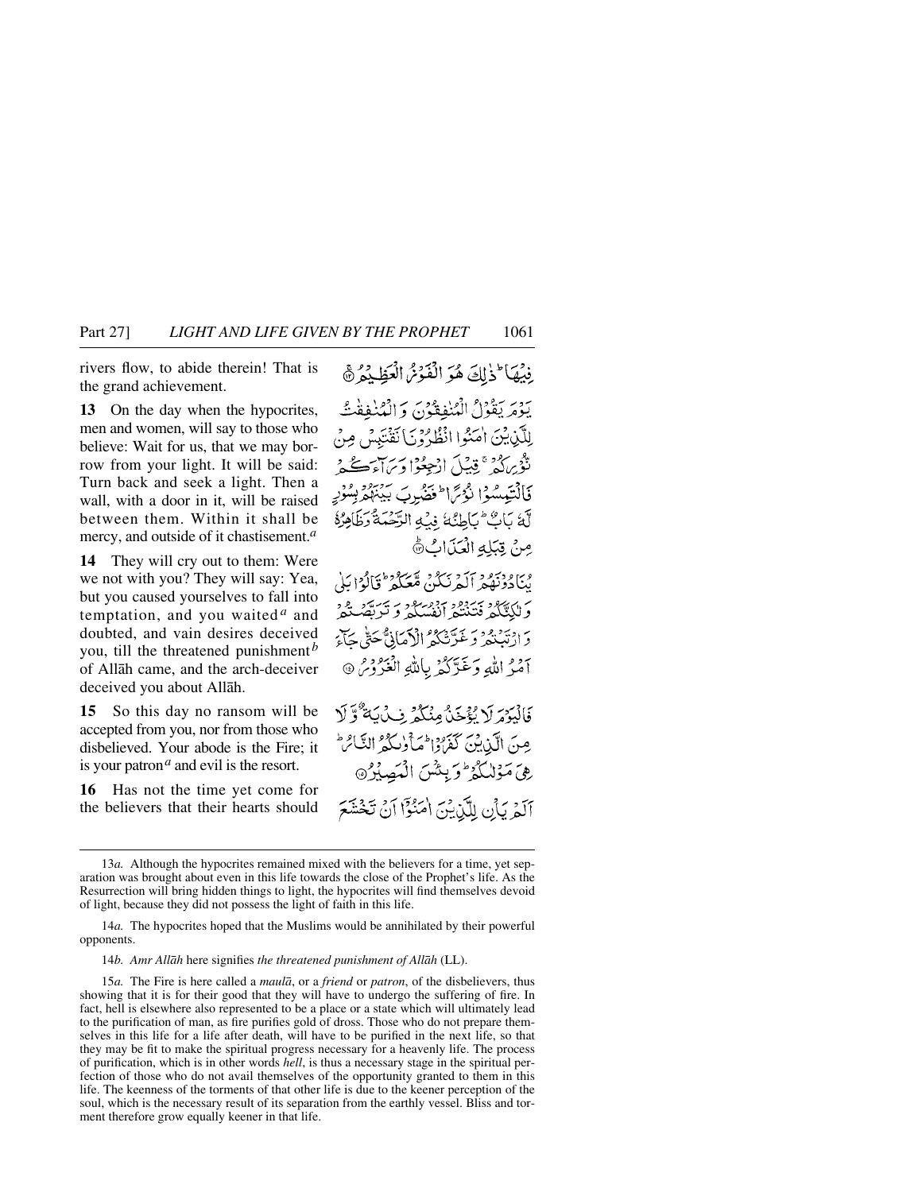rivers flow, to abide therein! That is the grand achievement.

فِيهَا ۚ ذَٰلِكَ هُوَ الْفَوْزُ الْعَظِيمُ ﴿١٢﴾

**13** On the day when the hypocrites, men and women, will say to those who believe: Wait for us, that we may borrow from your light. It will be said: Turn back and seek a light. Then a wall, with a door in it, will be raised between them. Within it shall be mercy, and outside of it chastisement.[a]

يَوْمَ يَقُولُ الْمُنَافِقُونَ وَالْمُنَافِقَاتُ لِلَّذِينَ آمَنُوا انظُرُونَا نَقْتَبِسْ مِن نُّورِكُمْ قِيلَ ارْجِعُوا وَرَاءَكُمْ فَالْتَمِسُوا نُورًا فَضُرِبَ بَيْنَهُم بِسُورٍ لَّهُ بَابٌ بَاطِنُهُ فِيهِ الرَّحْمَةُ وَظَاهِرُهُ مِن قِبَلِهِ الْعَذَابُ ﴿١٣﴾

**14** They will cry out to them: Were we not with you? They will say: Yea, but you caused yourselves to fall into temptation, and you waited[a] and doubted, and vain desires deceived you, till the threatened punishment[b] of Allāh came, and the arch-deceiver deceived you about Allāh.

يُنَادُونَهُمْ أَلَمْ نَكُن مَّعَكُمْ ۖ قَالُوا بَلَىٰ وَلَٰكِنَّكُمْ فَتَنتُمْ أَنفُسَكُمْ وَتَرَبَّصْتُمْ وَارْتَبْتُمْ وَغَرَّتْكُمُ الْأَمَانِيُّ حَتَّىٰ جَاءَ أَمْرُ اللَّهِ وَغَرَّكُم بِاللَّهِ الْغَرُورُ ﴿١٤﴾

**15** So this day no ransom will be accepted from you, nor from those who disbelieved. Your abode is the Fire; it is your patron[a] and evil is the resort.

فَالْيَوْمَ لَا يُؤْخَذُ مِنكُمْ فِدْيَةٌ وَلَا مِنَ الَّذِينَ كَفَرُوا ۚ مَأْوَاكُمُ النَّارُ ۖ هِيَ مَوْلَاكُمْ ۖ وَبِئْسَ الْمَصِيرُ ﴿١٥﴾

**16** Has not the time yet come for the believers that their hearts should

أَلَمْ يَأْنِ لِلَّذِينَ آمَنُوا أَن تَخْشَعَ

---

13*a.* Although the hypocrites remained mixed with the believers for a time, yet separation was brought about even in this life towards the close of the Prophet's life. As the Resurrection will bring hidden things to light, the hypocrites will find themselves devoid of light, because they did not possess the light of faith in this life.

14*a.* The hypocrites hoped that the Muslims would be annihilated by their powerful opponents.

14*b.* *Amr Allāh* here signifies *the threatened punishment of Allāh* (LL).

15*a.* The Fire is here called a *maulā*, or a *friend* or *patron*, of the disbelievers, thus showing that it is for their good that they will have to undergo the suffering of fire. In fact, hell is elsewhere also represented to be a place or a state which will ultimately lead to the purification of man, as fire purifies gold of dross. Those who do not prepare themselves in this life for a life after death, will have to be purified in the next life, so that they may be fit to make the spiritual progress necessary for a heavenly life. The process of purification, which is in other words *hell*, is thus a necessary stage in the spiritual perfection of those who do not avail themselves of the opportunity granted to them in this life. The keenness of the torments of that other life is due to the keener perception of the soul, which is the necessary result of its separation from the earthly vessel. Bliss and torment therefore grow equally keener in that life.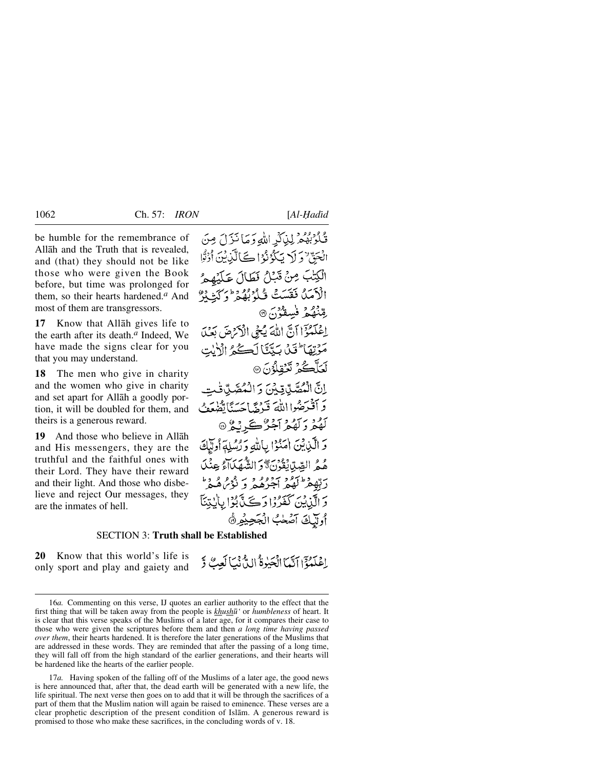be humble for the remembrance of Allāh and the Truth that is revealed, and (that) they should not be like those who were given the Book before, but time was prolonged for them, so their hearts hardened.[a] And most of them are transgressors.

قُلُوْبُهُمْ لِذِكْرِ اللّٰهِ وَمَا نَزَلَ مِنَ الْحَقِّ ۙ وَلَا يَكُوْنُوْا كَالَّذِيْنَ اُوْتُوا الْكِتٰبَ مِنْ قَبْلُ فَطَالَ عَلَيْهِمُ الْاَمَدُ فَقَسَتْ قُلُوْبُهُمْ ؕ وَكَثِيْرٌ مِّنْهُمْ فٰسِقُوْنَ ۝

**17** Know that Allāh gives life to the earth after its death.[a] Indeed, We have made the signs clear for you that you may understand.

اِعْلَمُوْٓا اَنَّ اللّٰهَ يُحْيِ الْاَرْضَ بَعْدَ مَوْتِهَا ؕ قَدْ بَيَّنَّا لَكُمُ الْاٰيٰتِ لَعَلَّكُمْ تَعْقِلُوْنَ ۝

**18** The men who give in charity and the women who give in charity and set apart for Allāh a goodly portion, it will be doubled for them, and theirs is a generous reward.

اِنَّ الْمُصَّدِّقِيْنَ وَالْمُصَّدِّقٰتِ وَاَقْرَضُوا اللّٰهَ قَرْضًا حَسَنًا يُّضٰعَفُ لَهُمْ وَلَهُمْ اَجْرٌ كَرِيْمٌ ۝

**19** And those who believe in Allāh and His messengers, they are the truthful and the faithful ones with their Lord. They have their reward and their light. And those who disbelieve and reject Our messages, they are the inmates of hell.

وَالَّذِيْنَ اٰمَنُوْا بِاللّٰهِ وَرُسُلِهٖٓ اُولٰٓئِكَ هُمُ الصِّدِّيْقُوْنَ ۖۗ وَالشُّهَدَآءُ عِنْدَ رَبِّهِمْ ؕ لَهُمْ اَجْرُهُمْ وَنُوْرُهُمْ ؕ وَالَّذِيْنَ كَفَرُوْا وَكَذَّبُوْا بِاٰيٰتِنَآ اُولٰٓئِكَ اَصْحٰبُ الْجَحِيْمِ ۝

## SECTION 3: **Truth shall be Established**

**20** Know that this world's life is only sport and play and gaiety and

اِعْلَمُوْٓا اَنَّمَا الْحَيٰوةُ الدُّنْيَا لَعِبٌ وَّ

---

16*a.* Commenting on this verse, IJ quotes an earlier authority to the effect that the first thing that will be taken away from the people is khushū' or *humbleness* of heart. It is clear that this verse speaks of the Muslims of a later age, for it compares their case to those who were given the scriptures before them and then *a long time having passed over them*, their hearts hardened. It is therefore the later generations of the Muslims that are addressed in these words. They are reminded that after the passing of a long time, they will fall off from the high standard of the earlier generations, and their hearts will be hardened like the hearts of the earlier people.

17*a.* Having spoken of the falling off of the Muslims of a later age, the good news is here announced that, after that, the dead earth will be generated with a new life, the life spiritual. The next verse then goes on to add that it will be through the sacrifices of a part of them that the Muslim nation will again be raised to eminence. These verses are a clear prophetic description of the present condition of Islām. A generous reward is promised to those who make these sacrifices, in the concluding words of v. 18.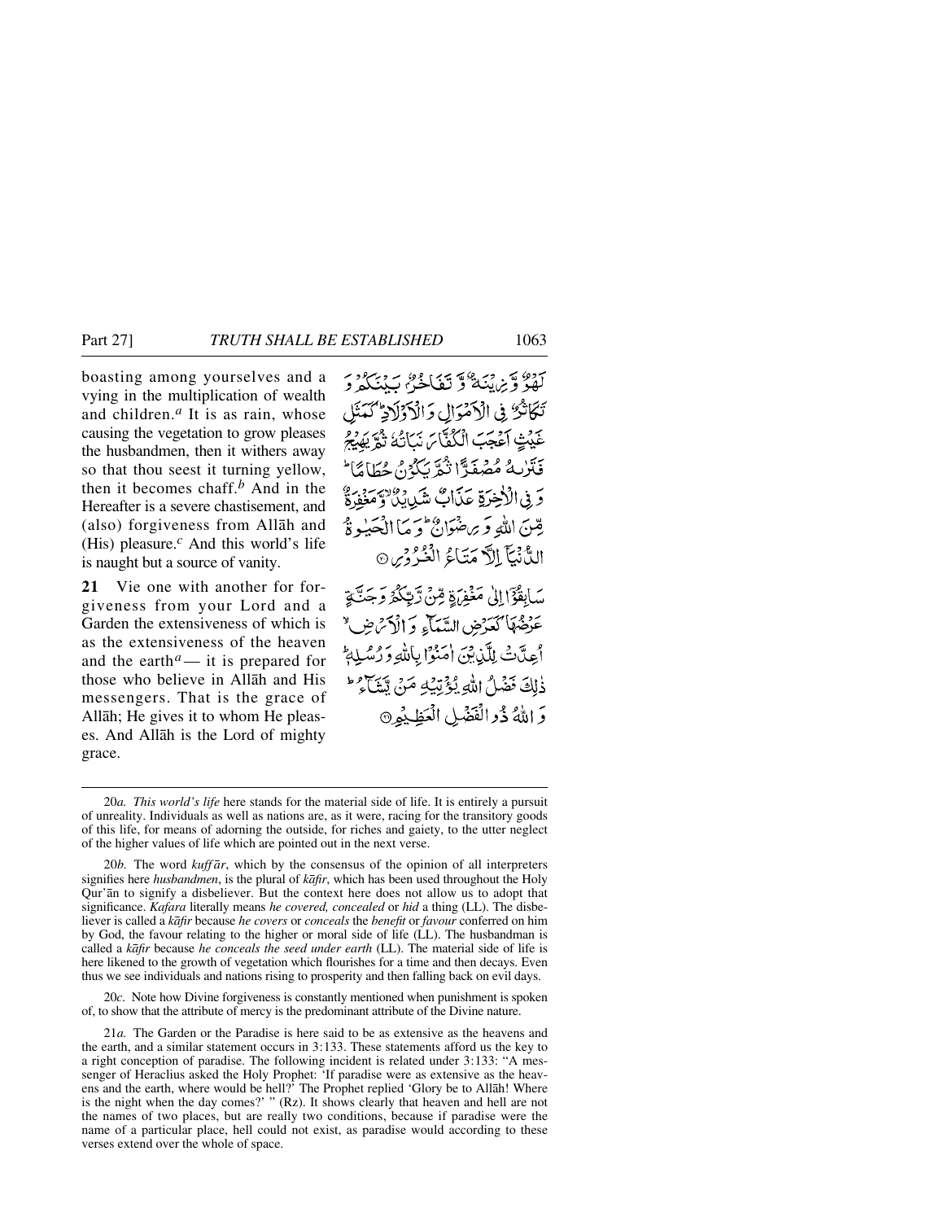boasting among yourselves and a vying in the multiplication of wealth and children.[a] It is as rain, whose causing the vegetation to grow pleases the husbandmen, then it withers away so that thou seest it turning yellow, then it becomes chaff.[b] And in the Hereafter is a severe chastisement, and (also) forgiveness from Allāh and (His) pleasure.[c] And this world's life is naught but a source of vanity.

لَهْوٌ وَّ زِيْنَةٌ وَّ تَفَاخُرٌۢ بَيْنَكُمْ وَ تَكَاثُرٌ فِي الْاَمْوَالِ وَ الْاَوْلَادِ ؕ كَمَثَلِ غَيْثٍ اَعْجَبَ الْكُفَّارَ نَبَاتُهٗ ثُمَّ يَهِيْجُ فَتَرٰىهُ مُصْفَرًّا ثُمَّ يَكُوْنُ حُطَامًا ؕ وَ فِي الْاٰخِرَةِ عَذَابٌ شَدِيْدٌ ۙ وَّ مَغْفِرَةٌ مِّنَ اللّٰهِ وَ رِضْوَانٌ ؕ وَ مَا الْحَيٰوةُ الدُّنْيَاۤ اِلَّا مَتَاعُ الْغُرُوْرِ ﴿۲۰﴾

**21** Vie one with another for forgiveness from your Lord and a Garden the extensiveness of which is as the extensiveness of the heaven and the earth[a] — it is prepared for those who believe in Allāh and His messengers. That is the grace of Allāh; He gives it to whom He pleases. And Allāh is the Lord of mighty grace.

سَابِقُوْۤا اِلٰى مَغْفِرَةٍ مِّنْ رَّبِّكُمْ وَ جَنَّةٍ عَرْضُهَا كَعَرْضِ السَّمَآءِ وَ الْاَرْضِ ۙ اُعِدَّتْ لِلَّذِيْنَ اٰمَنُوْا بِاللّٰهِ وَ رُسُلِهٖ ؕ ذٰلِكَ فَضْلُ اللّٰهِ يُؤْتِيْهِ مَنْ يَّشَآءُ ؕ وَ اللّٰهُ ذُو الْفَضْلِ الْعَظِيْمِ ﴿۲۱﴾

---

20*a*. *This world's life* here stands for the material side of life. It is entirely a pursuit of unreality. Individuals as well as nations are, as it were, racing for the transitory goods of this life, for means of adorning the outside, for riches and gaiety, to the utter neglect of the higher values of life which are pointed out in the next verse.

20*b*. The word *kuffār*, which by the consensus of the opinion of all interpreters signifies here *husbandmen*, is the plural of *kāfir*, which has been used throughout the Holy Qur'ān to signify a disbeliever. But the context here does not allow us to adopt that significance. *Kafara* literally means *he covered, concealed* or *hid* a thing (LL). The disbeliever is called a *kāfir* because *he covers* or *conceals* the *benefit* or *favour* conferred on him by God, the favour relating to the higher or moral side of life (LL). The husbandman is called a *kāfir* because *he conceals the seed under earth* (LL). The material side of life is here likened to the growth of vegetation which flourishes for a time and then decays. Even thus we see individuals and nations rising to prosperity and then falling back on evil days.

20*c*. Note how Divine forgiveness is constantly mentioned when punishment is spoken of, to show that the attribute of mercy is the predominant attribute of the Divine nature.

21*a*. The Garden or the Paradise is here said to be as extensive as the heavens and the earth, and a similar statement occurs in 3:133. These statements afford us the key to a right conception of paradise. The following incident is related under 3:133: "A messenger of Heraclius asked the Holy Prophet: 'If paradise were as extensive as the heavens and the earth, where would be hell?' The Prophet replied 'Glory be to Allāh! Where is the night when the day comes?' " (Rz). It shows clearly that heaven and hell are not the names of two places, but are really two conditions, because if paradise were the name of a particular place, hell could not exist, as paradise would according to these verses extend over the whole of space.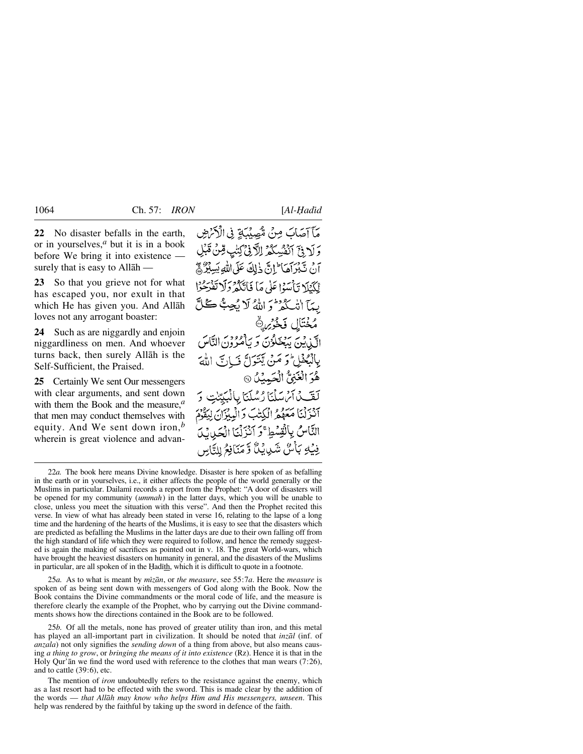**22** No disaster befalls in the earth, or in yourselves,[a] but it is in a book before We bring it into existence — surely that is easy to Allāh —

مَآ اَصَابَ مِنۡ مُّصِیۡبَۃٍ فِی الۡاَرۡضِ وَ لَا فِیۡۤ اَنۡفُسِکُمۡ اِلَّا فِیۡ کِتٰبٍ مِّنۡ قَبۡلِ اَنۡ نَّبۡرَاَہَا ؕ اِنَّ ذٰلِکَ عَلَی اللّٰہِ یَسِیۡرٌ ﴿ۚ۲۲﴾

**23** So that you grieve not for what has escaped you, nor exult in that which He has given you. And Allāh loves not any arrogant boaster:

لِّکَیۡلَا تَاۡسَوۡا عَلٰی مَا فَاتَکُمۡ وَ لَا تَفۡرَحُوۡا بِمَاۤ اٰتٰىکُمۡ ؕ وَ اللّٰہُ لَا یُحِبُّ کُلَّ مُخۡتَالٍ فَخُوۡرِۣ ﴿ۙ۲۳﴾

**24** Such as are niggardly and enjoin niggardliness on men. And whoever turns back, then surely Allāh is the Self-Sufficient, the Praised.

الَّذِیۡنَ یَبۡخَلُوۡنَ وَ یَاۡمُرُوۡنَ النَّاسَ بِالۡبُخۡلِ ؕ وَ مَنۡ یَّتَوَلَّ فَاِنَّ اللّٰہَ ہُوَ الۡغَنِیُّ الۡحَمِیۡدُ ﴿۲۴﴾

**25** Certainly We sent Our messengers with clear arguments, and sent down with them the Book and the measure,[a] that men may conduct themselves with equity. And We sent down iron,[b] wherein is great violence and advan-

لَقَدۡ اَرۡسَلۡنَا رُسُلَنَا بِالۡبَیِّنٰتِ وَ اَنۡزَلۡنَا مَعَہُمُ الۡکِتٰبَ وَ الۡمِیۡزَانَ لِیَقُوۡمَ النَّاسُ بِالۡقِسۡطِ ۚ وَ اَنۡزَلۡنَا الۡحَدِیۡدَ فِیۡہِ بَاۡسٌ شَدِیۡدٌ وَّ مَنَافِعُ لِلنَّاسِ

---

22*a.* The book here means Divine knowledge. Disaster is here spoken of as befalling in the earth or in yourselves, i.e., it either affects the people of the world generally or the Muslims in particular. Dailamī records a report from the Prophet: "A door of disasters will be opened for my community (*ummah*) in the latter days, which you will be unable to close, unless you meet the situation with this verse". And then the Prophet recited this verse. In view of what has already been stated in verse 16, relating to the lapse of a long time and the hardening of the hearts of the Muslims, it is easy to see that the disasters which are predicted as befalling the Muslims in the latter days are due to their own falling off from the high standard of life which they were required to follow, and hence the remedy suggested is again the making of sacrifices as pointed out in v. 18. The great World-wars, which have brought the heaviest disasters on humanity in general, and the disasters of the Muslims in particular, are all spoken of in the Ḥadīth, which it is difficult to quote in a footnote.

25*a.* As to what is meant by *mīzān*, or *the measure*, see 55:7*a*. Here the *measure* is spoken of as being sent down with messengers of God along with the Book. Now the Book contains the Divine commandments or the moral code of life, and the measure is therefore clearly the example of the Prophet, who by carrying out the Divine commandments shows how the directions contained in the Book are to be followed.

25*b.* Of all the metals, none has proved of greater utility than iron, and this metal has played an all-important part in civilization. It should be noted that *inzāl* (inf. of *anzala*) not only signifies the *sending down* of a thing from above, but also means causing *a thing to grow*, or *bringing the means of it into existence* (Rz). Hence it is that in the Holy Qur'ān we find the word used with reference to the clothes that man wears (7:26), and to cattle (39:6), etc.

The mention of *iron* undoubtedly refers to the resistance against the enemy, which as a last resort had to be effected with the sword. This is made clear by the addition of the words — *that Allāh may know who helps Him and His messengers, unseen*. This help was rendered by the faithful by taking up the sword in defence of the faith.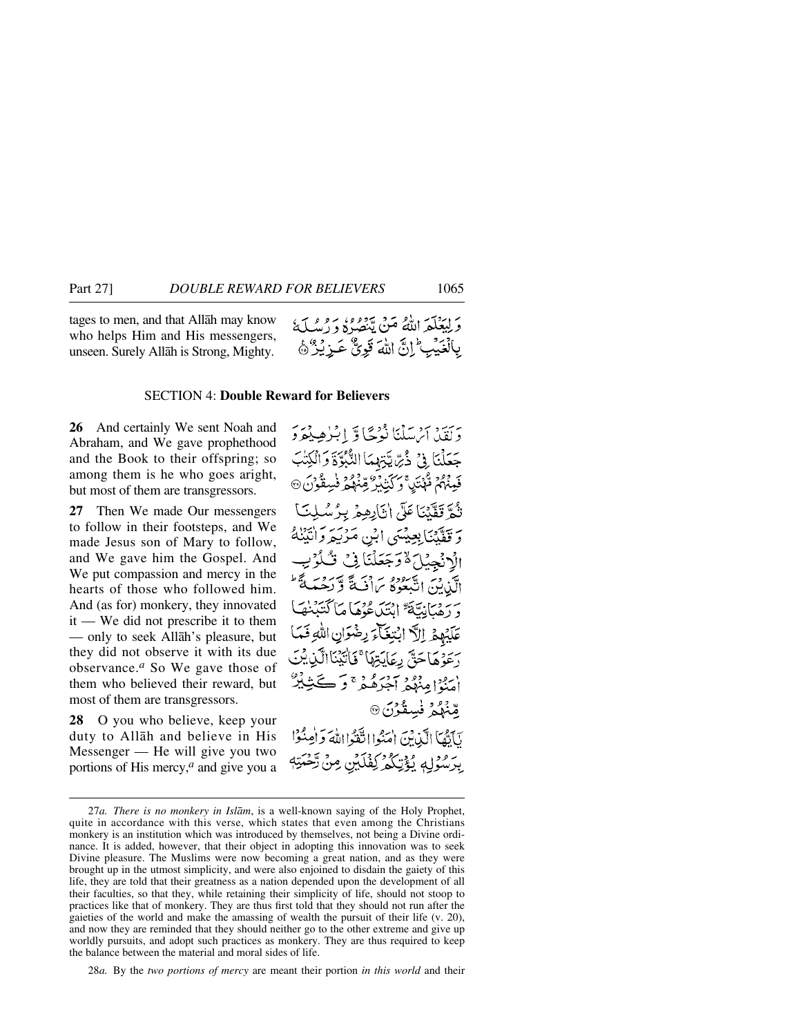tages to men, and that Allāh may know who helps Him and His messengers, unseen. Surely Allāh is Strong, Mighty.

وَلِيَعْلَمَ اللّٰهُ مَنْ يَّنْصُرُهٗ وَرُسُلَهٗ بِالْغَيْبِ ۭ اِنَّ اللّٰهَ قَوِيٌّ عَزِيْزٌ ۝

## SECTION 4: Double Reward for Believers

**26** And certainly We sent Noah and Abraham, and We gave prophethood and the Book to their offspring; so among them is he who goes aright, but most of them are transgressors.

وَلَقَدْ اَرْسَلْنَا نُوْحًا وَّ اِبْرٰهِيْمَ وَجَعَلْنَا فِيْ ذُرِّيَّتِهِمَا النُّبُوَّةَ وَالْكِتٰبَ فَمِنْهُمْ مُّهْتَدٍ ۚ وَكَثِيْرٌ مِّنْهُمْ فٰسِقُوْنَ ۝

**27** Then We made Our messengers to follow in their footsteps, and We made Jesus son of Mary to follow, and We gave him the Gospel. And We put compassion and mercy in the hearts of those who followed him. And (as for) monkery, they innovated it — We did not prescribe it to them — only to seek Allāh's pleasure, but they did not observe it with its due observance.[a] So We gave those of them who believed their reward, but most of them are transgressors.

ثُمَّ قَفَّيْنَا عَلٰٓي اٰثَارِهِمْ بِرُسُلِنَا وَقَفَّيْنَا بِعِيْسَى ابْنِ مَرْيَمَ وَاٰتَيْنٰهُ الْاِنْجِيْلَ ۙ وَجَعَلْنَا فِيْ قُلُوْبِ الَّذِيْنَ اتَّبَعُوْهُ رَاْفَةً وَّرَحْمَةً ۭ وَرَهْبَانِيَّةَۨ ابْتَدَعُوْهَا مَا كَتَبْنٰهَا عَلَيْهِمْ اِلَّا ابْتِغَاۗءَ رِضْوَانِ اللّٰهِ فَمَا رَعَوْهَا حَقَّ رِعَايَتِهَا ۚ فَاٰتَيْنَا الَّذِيْنَ اٰمَنُوْا مِنْهُمْ اَجْرَهُمْ ۚ وَكَثِيْرٌ مِّنْهُمْ فٰسِقُوْنَ ۝

**28** O you who believe, keep your duty to Allāh and believe in His Messenger — He will give you two portions of His mercy,[a] and give you a

يٰٓاَيُّهَا الَّذِيْنَ اٰمَنُوا اتَّقُوا اللّٰهَ وَاٰمِنُوْا بِرَسُوْلِهٖ يُؤْتِكُمْ كِفْلَيْنِ مِنْ رَّحْمَتِهٖ

---

27*a*. *There is no monkery in Islām*, is a well-known saying of the Holy Prophet, quite in accordance with this verse, which states that even among the Christians monkery is an institution which was introduced by themselves, not being a Divine ordinance. It is added, however, that their object in adopting this innovation was to seek Divine pleasure. The Muslims were now becoming a great nation, and as they were brought up in the utmost simplicity, and were also enjoined to disdain the gaiety of this life, they are told that their greatness as a nation depended upon the development of all their faculties, so that they, while retaining their simplicity of life, should not stoop to practices like that of monkery. They are thus first told that they should not run after the gaieties of the world and make the amassing of wealth the pursuit of their life (v. 20), and now they are reminded that they should neither go to the other extreme and give up worldly pursuits, and adopt such practices as monkery. They are thus required to keep the balance between the material and moral sides of life.

28*a*. By the *two portions of mercy* are meant their portion *in this world* and their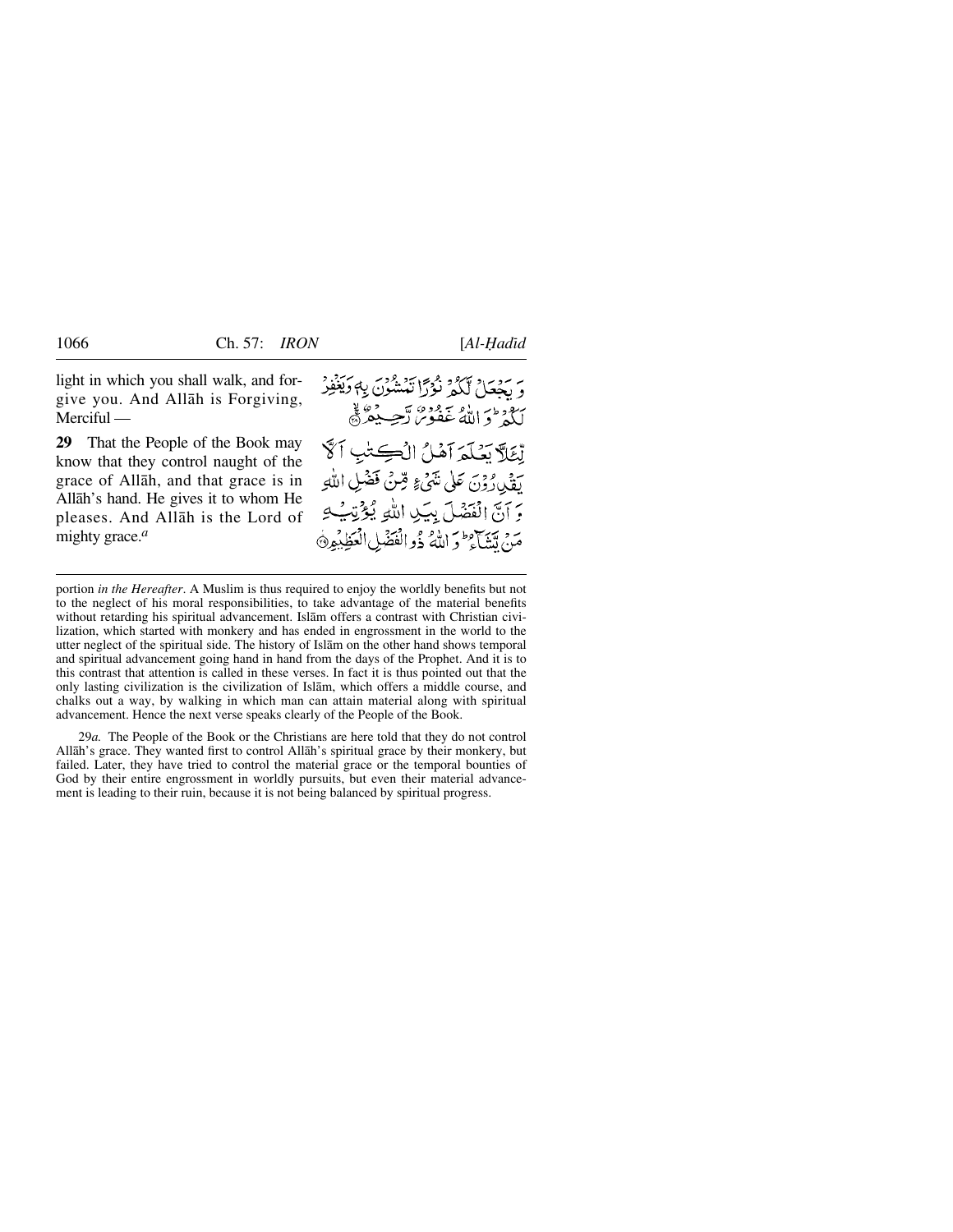light in which you shall walk, and forgive you. And Allāh is Forgiving, Merciful —

وَ يَجْعَلْ لَّكُمْ نُوْرًا تَمْشُوْنَ بِهٖ وَيَغْفِرْ لَكُمْ ۭ وَ اللّٰهُ غَفُوْرٌ رَّحِيْمٌ ۙ﴿۲۸﴾

**29** That the People of the Book may know that they control naught of the grace of Allāh, and that grace is in Allāh's hand. He gives it to whom He pleases. And Allāh is the Lord of mighty grace.[a]

لِّئَلَّا يَعْلَمَ اَهْلُ الْكِتٰبِ اَلَّا يَقْدِرُوْنَ عَلٰى شَيْءٍ مِّنْ فَضْلِ اللّٰهِ وَ اَنَّ الْفَضْلَ بِيَدِ اللّٰهِ يُؤْتِيْهِ مَنْ يَّشَآءُ ۭ وَ اللّٰهُ ذُو الْفَضْلِ الْعَظِيْمِ ﴿۲۹﴾

---

portion *in the Hereafter*. A Muslim is thus required to enjoy the worldly benefits but not to the neglect of his moral responsibilities, to take advantage of the material benefits without retarding his spiritual advancement. Islām offers a contrast with Christian civilization, which started with monkery and has ended in engrossment in the world to the utter neglect of the spiritual side. The history of Islām on the other hand shows temporal and spiritual advancement going hand in hand from the days of the Prophet. And it is to this contrast that attention is called in these verses. In fact it is thus pointed out that the only lasting civilization is the civilization of Islām, which offers a middle course, and chalks out a way, by walking in which man can attain material along with spiritual advancement. Hence the next verse speaks clearly of the People of the Book.

29*a.* The People of the Book or the Christians are here told that they do not control Allāh's grace. They wanted first to control Allāh's spiritual grace by their monkery, but failed. Later, they have tried to control the material grace or the temporal bounties of God by their entire engrossment in worldly pursuits, but even their material advancement is leading to their ruin, because it is not being balanced by spiritual progress.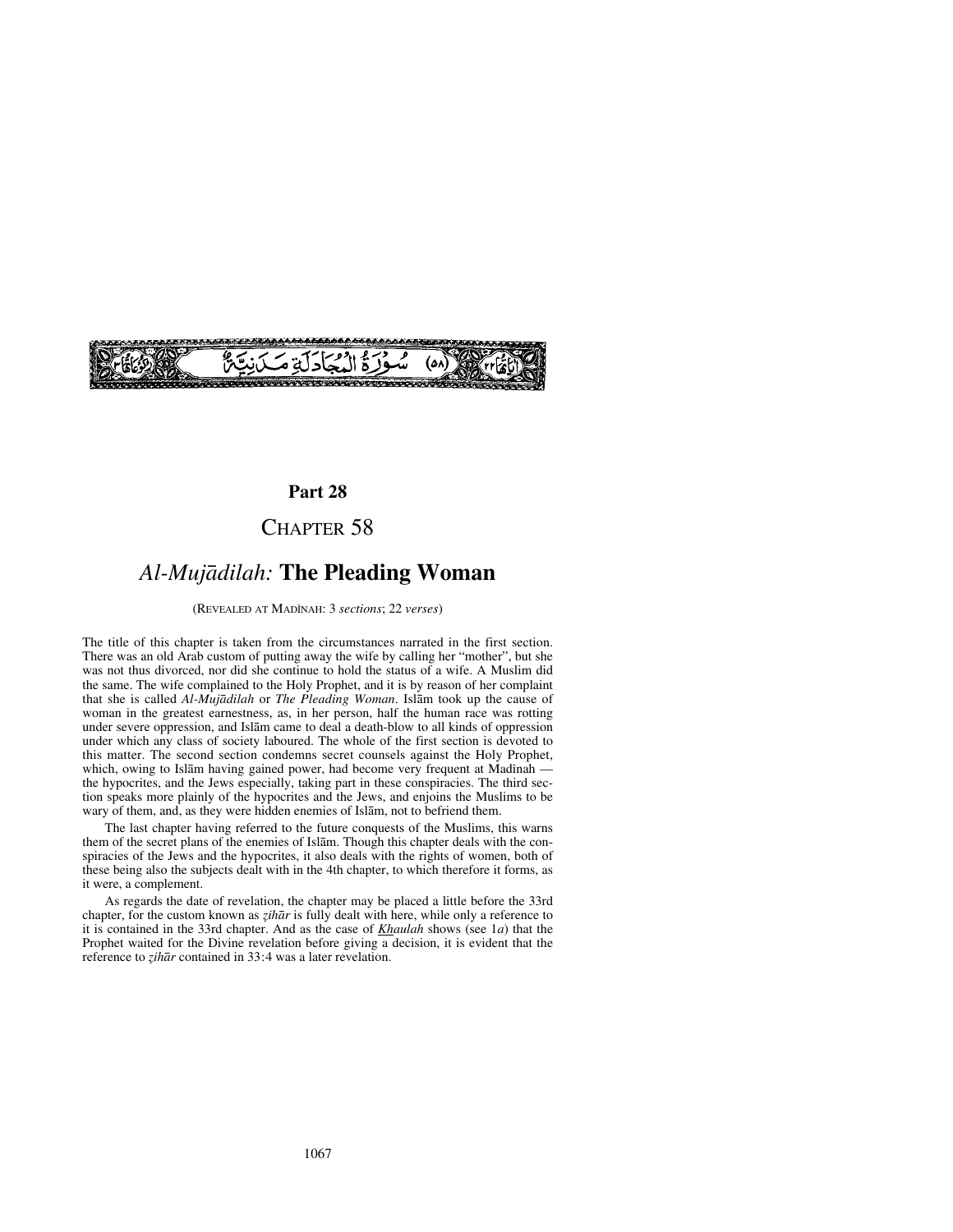سُورَةُ الْمُجَادَلَةِ مَدَنِيَّةٌ (٥٨)

**Part 28**

# CHAPTER 58

## *Al-Mujādilah:* **The Pleading Woman**

(REVEALED AT MADĪNAH: 3 *sections*; 22 *verses*)

The title of this chapter is taken from the circumstances narrated in the first section. There was an old Arab custom of putting away the wife by calling her "mother", but she was not thus divorced, nor did she continue to hold the status of a wife. A Muslim did the same. The wife complained to the Holy Prophet, and it is by reason of her complaint that she is called *Al-Mujādilah* or *The Pleading Woman*. Islām took up the cause of woman in the greatest earnestness, as, in her person, half the human race was rotting under severe oppression, and Islām came to deal a death-blow to all kinds of oppression under which any class of society laboured. The whole of the first section is devoted to this matter. The second section condemns secret counsels against the Holy Prophet, which, owing to Islām having gained power, had become very frequent at Madīnah — the hypocrites, and the Jews especially, taking part in these conspiracies. The third section speaks more plainly of the hypocrites and the Jews, and enjoins the Muslims to be wary of them, and, as they were hidden enemies of Islām, not to befriend them.

The last chapter having referred to the future conquests of the Muslims, this warns them of the secret plans of the enemies of Islām. Though this chapter deals with the conspiracies of the Jews and the hypocrites, it also deals with the rights of women, both of these being also the subjects dealt with in the 4th chapter, to which therefore it forms, as it were, a complement.

As regards the date of revelation, the chapter may be placed a little before the 33rd chapter, for the custom known as *ẓihār* is fully dealt with here, while only a reference to it is contained in the 33rd chapter. And as the case of Khaulah shows (see 1*a*) that the Prophet waited for the Divine revelation before giving a decision, it is evident that the reference to *ẓihār* contained in 33:4 was a later revelation.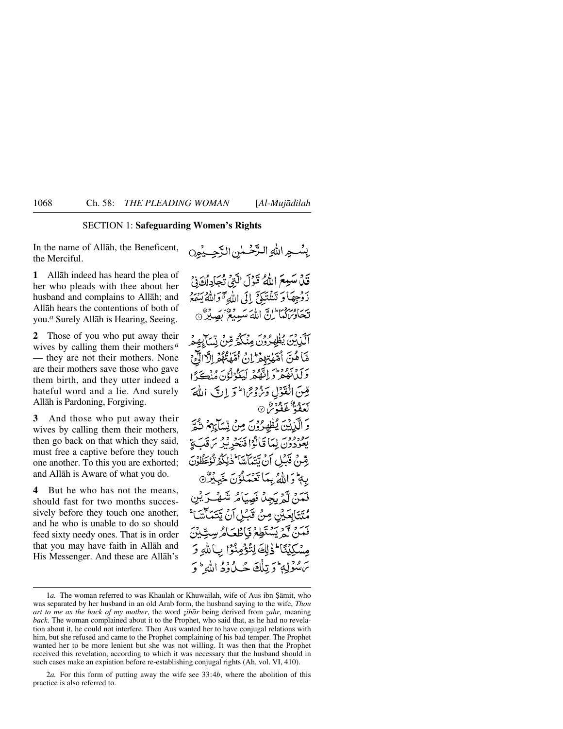SECTION 1: **Safeguarding Women's Rights**

In the name of Allāh, the Beneficent, the Merciful.

بِسْمِ اللّٰهِ الرَّحْمٰنِ الرَّحِيْمِ

**1** Allāh indeed has heard the plea of her who pleads with thee about her husband and complains to Allāh; and Allāh hears the contentions of both of you.[a] Surely Allāh is Hearing, Seeing.

قَدْ سَمِعَ اللّٰهُ قَوْلَ الَّتِيْ تُجَادِلُكَ فِيْ زَوْجِهَا وَ تَشْتَكِيْٓ اِلَى اللّٰهِ ۖ وَ اللّٰهُ يَسْمَعُ تَحَاوُرَكُمَا ۭ اِنَّ اللّٰهَ سَمِيْعٌۢ بَصِيْرٌ ۝۱

**2** Those of you who put away their wives by calling them their mothers[a] — they are not their mothers. None are their mothers save those who gave them birth, and they utter indeed a hateful word and a lie. And surely Allāh is Pardoning, Forgiving.

اَلَّذِيْنَ يُظٰهِرُوْنَ مِنْكُمْ مِّنْ نِّسَآئِهِمْ مَّا هُنَّ اُمَّهٰتِهِمْ ۭ اِنْ اُمَّهٰتُهُمْ اِلَّا الّٰٓئِيْ وَلَدْنَهُمْ ۭ وَ اِنَّهُمْ لَيَقُوْلُوْنَ مُنْكَرًا مِّنَ الْقَوْلِ وَ زُوْرًا ۭ وَ اِنَّ اللّٰهَ لَعَفُوٌّ غَفُوْرٌ ۝۲

**3** And those who put away their wives by calling them their mothers, then go back on that which they said, must free a captive before they touch one another. To this you are exhorted; and Allāh is Aware of what you do.

وَ الَّذِيْنَ يُظٰهِرُوْنَ مِنْ نِّسَآئِهِمْ ثُمَّ يَعُوْدُوْنَ لِمَا قَالُوْا فَتَحْرِيْرُ رَقَبَةٍ مِّنْ قَبْلِ اَنْ يَّتَمَآسَّا ۭ ذٰلِكُمْ تُوْعَظُوْنَ بِهٖ ۭ وَ اللّٰهُ بِمَا تَعْمَلُوْنَ خَبِيْرٌ ۝۳

**4** But he who has not the means, should fast for two months successively before they touch one another, and he who is unable to do so should feed sixty needy ones. That is in order that you may have faith in Allāh and His Messenger. And these are Allāh's

فَمَنْ لَّمْ يَجِدْ فَصِيَامُ شَهْرَيْنِ مُتَتَابِعَيْنِ مِنْ قَبْلِ اَنْ يَّتَمَآسَّا ۚ فَمَنْ لَّمْ يَسْتَطِعْ فَاِطْعَامُ سِتِّيْنَ مِسْكِيْنًا ۭ ذٰلِكَ لِتُؤْمِنُوْا بِاللّٰهِ وَ رَسُوْلِهٖ ۭ وَ تِلْكَ حُدُوْدُ اللّٰهِ ۭ وَ

---

1*a*. The woman referred to was Khaulah or Khuwailah, wife of Aus ibn Ṣāmit, who was separated by her husband in an old Arab form, the husband saying to the wife, *Thou art to me as the back of my mother*, the word *ẓihār* being derived from *ẓahr*, meaning *back*. The woman complained about it to the Prophet, who said that, as he had no revelation about it, he could not interfere. Then Aus wanted her to have conjugal relations with him, but she refused and came to the Prophet complaining of his bad temper. The Prophet wanted her to be more lenient but she was not willing. It was then that the Prophet received this revelation, according to which it was necessary that the husband should in such cases make an expiation before re-establishing conjugal rights (Ah, vol. VI, 410).

2*a*. For this form of putting away the wife see 33:4*b*, where the abolition of this practice is also referred to.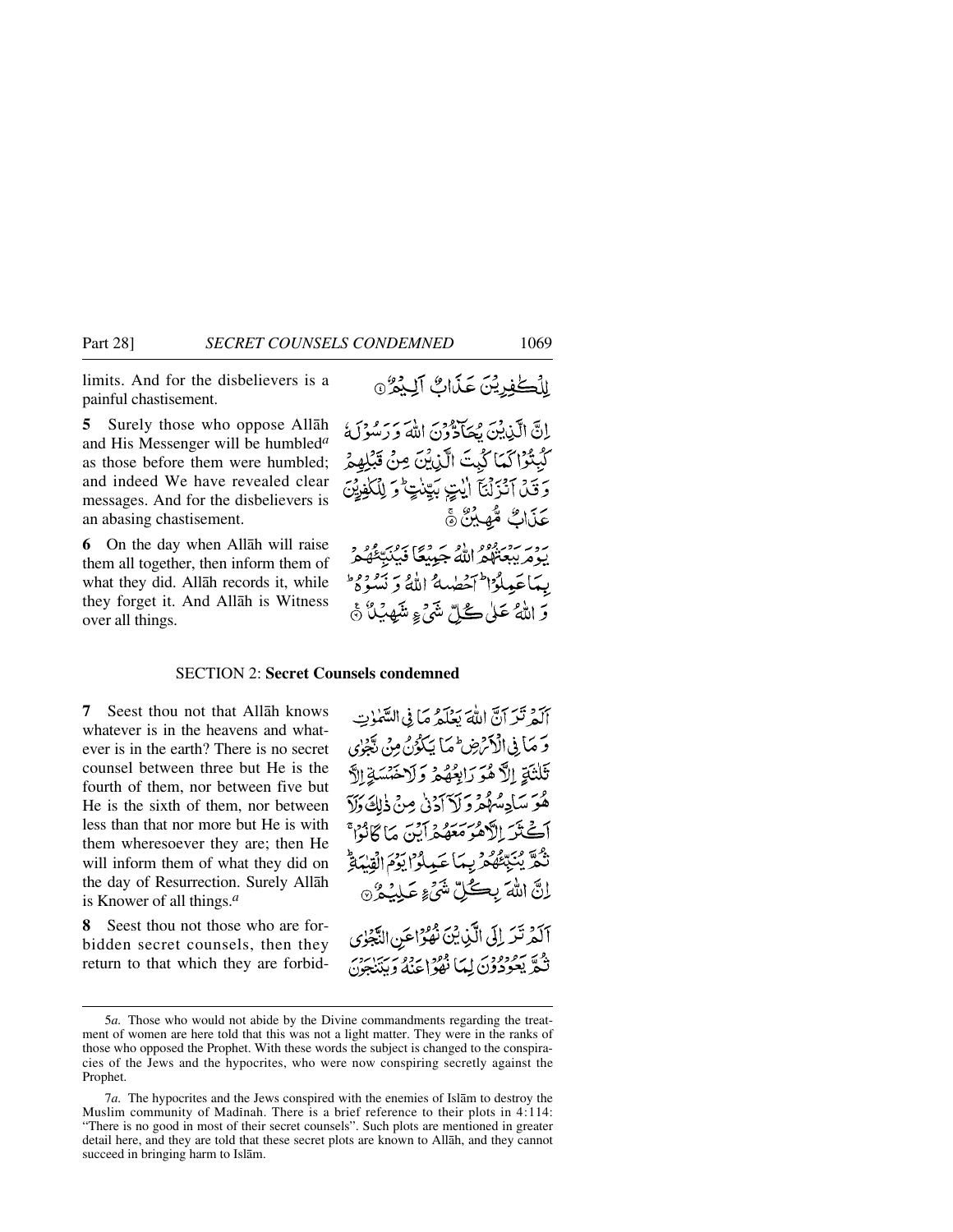limits. And for the disbelievers is a painful chastisement.

لِلْكٰفِرِيْنَ عَذَابٌ اَلِيْمٌ ۝

**5** Surely those who oppose Allāh and His Messenger will be humbled[a] as those before them were humbled; and indeed We have revealed clear messages. And for the disbelievers is an abasing chastisement.

اِنَّ الَّذِيْنَ يُحَآدُّوْنَ اللّٰهَ وَرَسُوْلَهٗ كُبِتُوْا كَمَا كُبِتَ الَّذِيْنَ مِنْ قَبْلِهِمْ وَقَدْ اَنْزَلْنَآ اٰيٰتٍۢ بَيِّنٰتٍ ؕ وَلِلْكٰفِرِيْنَ عَذَابٌ مُّهِيْنٌ ۝

**6** On the day when Allāh will raise them all together, then inform them of what they did. Allāh records it, while they forget it. And Allāh is Witness over all things.

يَوْمَ يَبْعَثُهُمُ اللّٰهُ جَمِيْعًا فَيُنَبِّئُهُمْ بِمَا عَمِلُوْا ؕ اَحْصٰىهُ اللّٰهُ وَنَسُوْهُ ؕ وَاللّٰهُ عَلٰى كُلِّ شَيْءٍ شَهِيْدٌ ۝

## SECTION 2: **Secret Counsels condemned**

**7** Seest thou not that Allāh knows whatever is in the heavens and whatever is in the earth? There is no secret counsel between three but He is the fourth of them, nor between five but He is the sixth of them, nor between less than that nor more but He is with them wheresoever they are; then He will inform them of what they did on the day of Resurrection. Surely Allāh is Knower of all things.[a]

اَلَمْ تَرَ اَنَّ اللّٰهَ يَعْلَمُ مَا فِى السَّمٰوٰتِ وَمَا فِى الْاَرْضِ ؕ مَا يَكُوْنُ مِنْ نَّجْوٰى ثَلٰثَةٍ اِلَّا هُوَ رَابِعُهُمْ وَلَا خَمْسَةٍ اِلَّا هُوَ سَادِسُهُمْ وَلَآ اَدْنٰى مِنْ ذٰلِكَ وَلَآ اَكْثَرَ اِلَّا هُوَ مَعَهُمْ اَيْنَ مَا كَانُوْا ۚ ثُمَّ يُنَبِّئُهُمْ بِمَا عَمِلُوْا يَوْمَ الْقِيٰمَةِ ؕ اِنَّ اللّٰهَ بِكُلِّ شَيْءٍ عَلِيْمٌ ۝

**8** Seest thou not those who are forbidden secret counsels, then they return to that which they are forbid-

اَلَمْ تَرَ اِلَى الَّذِيْنَ نُهُوْا عَنِ النَّجْوٰى ثُمَّ يَعُوْدُوْنَ لِمَا نُهُوْا عَنْهُ وَيَتَنٰجَوْنَ

---

5*a.* Those who would not abide by the Divine commandments regarding the treatment of women are here told that this was not a light matter. They were in the ranks of those who opposed the Prophet. With these words the subject is changed to the conspiracies of the Jews and the hypocrites, who were now conspiring secretly against the Prophet.

7*a.* The hypocrites and the Jews conspired with the enemies of Islām to destroy the Muslim community of Madīnah. There is a brief reference to their plots in 4:114: "There is no good in most of their secret counsels". Such plots are mentioned in greater detail here, and they are told that these secret plots are known to Allāh, and they cannot succeed in bringing harm to Islām.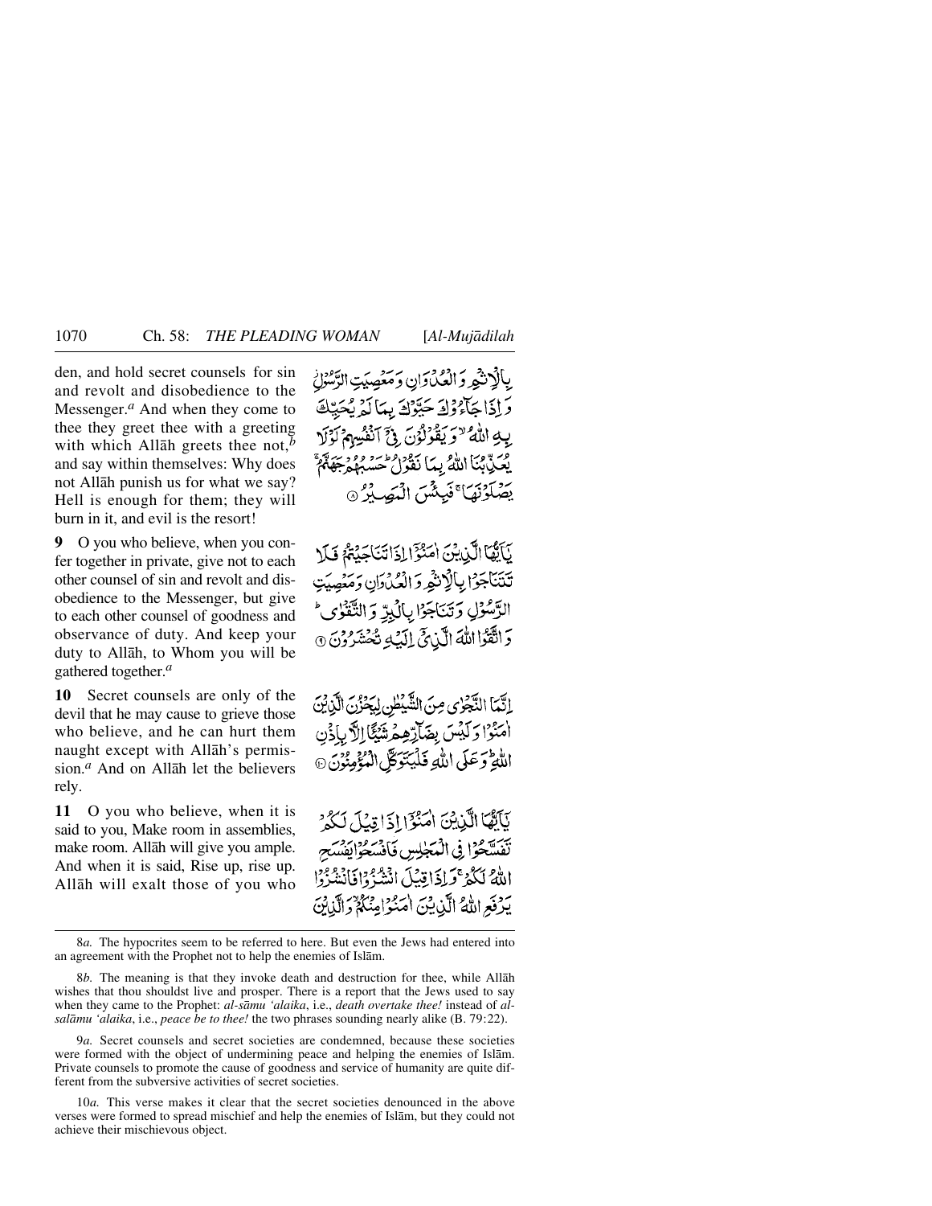den, and hold secret counsels for sin and revolt and disobedience to the Messenger.[a] And when they come to thee they greet thee with a greeting with which Allāh greets thee not,[b] and say within themselves: Why does not Allāh punish us for what we say? Hell is enough for them; they will burn in it, and evil is the resort!

بِالْاِثْمِ وَ الْعُدْوَانِ وَمَعْصِيَتِ الرَّسُوْلِ وَ اِذَا جَآءُوْكَ حَيَّوْكَ بِمَا لَمْ يُحَيِّكَ بِهِ اللّٰهُ ۙ وَيَقُوْلُوْنَ فِيْٓ اَنْفُسِهِمْ لَوْلَا يُعَذِّبُنَا اللّٰهُ بِمَا نَقُوْلُ ؕ حَسْبُهُمْ جَهَنَّمُ ۚ يَصْلَوْنَهَا ۚ فَبِئْسَ الْمَصِيْرُ ۝

**9** O you who believe, when you confer together in private, give not to each other counsel of sin and revolt and disobedience to the Messenger, but give to each other counsel of goodness and observance of duty. And keep your duty to Allāh, to Whom you will be gathered together.[a]

يٰٓاَيُّهَا الَّذِيْنَ اٰمَنُوْٓا اِذَا تَنَاجَيْتُمْ فَلَا تَتَنَاجَوْا بِالْاِثْمِ وَ الْعُدْوَانِ وَمَعْصِيَتِ الرَّسُوْلِ وَتَنَاجَوْا بِالْبِرِّ وَ التَّقْوٰى ؕ وَ اتَّقُوا اللّٰهَ الَّذِيْٓ اِلَيْهِ تُحْشَرُوْنَ ۝

**10** Secret counsels are only of the devil that he may cause to grieve those who believe, and he can hurt them naught except with Allāh's permission.[a] And on Allāh let the believers rely.

اِنَّمَا النَّجْوٰى مِنَ الشَّيْطٰنِ لِيَحْزُنَ الَّذِيْنَ اٰمَنُوْا وَلَيْسَ بِضَآرِّهِمْ شَيْـًٔا اِلَّا بِاِذْنِ اللّٰهِ ؕ وَعَلَى اللّٰهِ فَلْيَتَوَكَّلِ الْمُؤْمِنُوْنَ ۝

**11** O you who believe, when it is said to you, Make room in assemblies, make room. Allāh will give you ample. And when it is said, Rise up, rise up. Allāh will exalt those of you who

يٰٓاَيُّهَا الَّذِيْنَ اٰمَنُوْٓا اِذَا قِيْلَ لَكُمْ تَفَسَّحُوْا فِي الْمَجٰلِسِ فَافْسَحُوْا يَفْسَحِ اللّٰهُ لَكُمْ ۚ وَاِذَا قِيْلَ انْشُزُوْا فَانْشُزُوْا يَرْفَعِ اللّٰهُ الَّذِيْنَ اٰمَنُوْا مِنْكُمْ ۙ وَالَّذِيْنَ

---

8*a.* The hypocrites seem to be referred to here. But even the Jews had entered into an agreement with the Prophet not to help the enemies of Islām.

8*b.* The meaning is that they invoke death and destruction for thee, while Allāh wishes that thou shouldst live and prosper. There is a report that the Jews used to say when they came to the Prophet: *al-sāmu 'alaika*, i.e., *death overtake thee!* instead of *al-salāmu 'alaika*, i.e., *peace be to thee!* the two phrases sounding nearly alike (B. 79:22).

9*a.* Secret counsels and secret societies are condemned, because these societies were formed with the object of undermining peace and helping the enemies of Islām. Private counsels to promote the cause of goodness and service of humanity are quite different from the subversive activities of secret societies.

10*a.* This verse makes it clear that the secret societies denounced in the above verses were formed to spread mischief and help the enemies of Islām, but they could not achieve their mischievous object.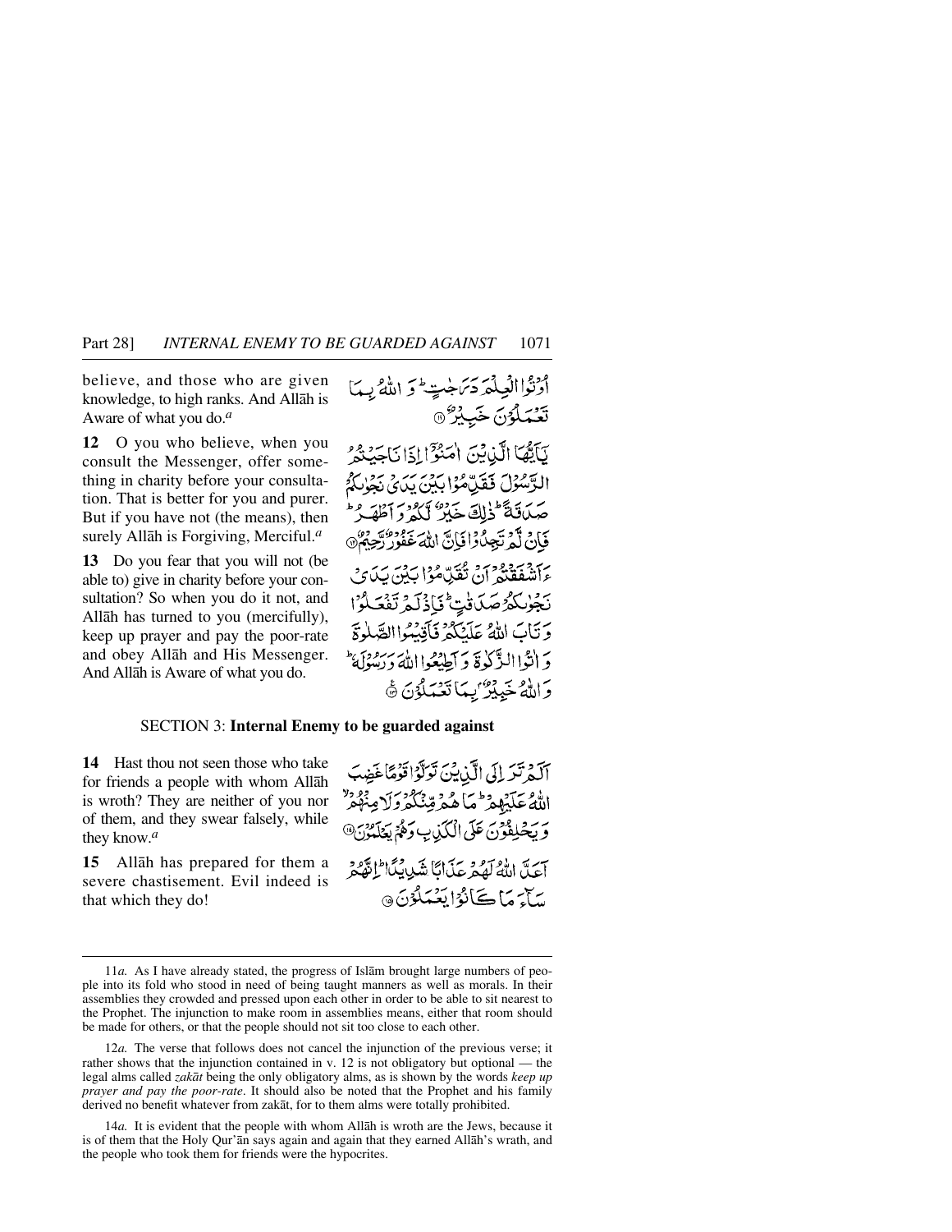believe, and those who are given knowledge, to high ranks. And Allāh is Aware of what you do.[a]

أُوْتُوا الْعِلْمَ دَرَجٰتٍ ۭ وَ اللّٰهُ بِمَا تَعْمَلُوْنَ خَبِيْرٌ ﴿۱۱﴾

**12** O you who believe, when you consult the Messenger, offer something in charity before your consultation. That is better for you and purer. But if you have not (the means), then surely Allāh is Forgiving, Merciful.[a]

يٰۤاَيُّهَا الَّذِيْنَ اٰمَنُوْۤا اِذَا نَاجَيْتُمُ الرَّسُوْلَ فَقَدِّمُوْا بَيْنَ يَدَيْ نَجْوٰىكُمْ صَدَقَةً ؕ ذٰلِكَ خَيْرٌ لَّكُمْ وَ اَطْهَرُ ؕ فَاِنْ لَّمْ تَجِدُوْا فَاِنَّ اللّٰهَ غَفُوْرٌ رَّحِيْمٌ ﴿۱۲﴾

**13** Do you fear that you will not (be able to) give in charity before your consultation? So when you do it not, and Allāh has turned to you (mercifully), keep up prayer and pay the poor-rate and obey Allāh and His Messenger. And Allāh is Aware of what you do.

ءَاَشْفَقْتُمْ اَنْ تُقَدِّمُوْا بَيْنَ يَدَيْ نَجْوٰىكُمْ صَدَقٰتٍ ؕ فَاِذْ لَمْ تَفْعَلُوْا وَ تَابَ اللّٰهُ عَلَيْكُمْ فَاَقِيْمُوا الصَّلٰوةَ وَ اٰتُوا الزَّكٰوةَ وَ اَطِيْعُوا اللّٰهَ وَ رَسُوْلَهٗ ؕ وَ اللّٰهُ خَبِيْرٌۢ بِمَا تَعْمَلُوْنَ ﴿۱۳﴾

## SECTION 3: **Internal Enemy to be guarded against**

**14** Hast thou not seen those who take for friends a people with whom Allāh is wroth? They are neither of you nor of them, and they swear falsely, while they know.[a]

اَلَمْ تَرَ اِلَى الَّذِيْنَ تَوَلَّوْا قَوْمًا غَضِبَ اللّٰهُ عَلَيْهِمْ ؕ مَا هُمْ مِّنْكُمْ وَ لَا مِنْهُمْ ۙ وَ يَحْلِفُوْنَ عَلَى الْكَذِبِ وَ هُمْ يَعْلَمُوْنَ ﴿۱۴﴾

**15** Allāh has prepared for them a severe chastisement. Evil indeed is that which they do!

اَعَدَّ اللّٰهُ لَهُمْ عَذَابًا شَدِيْدًا ؕ اِنَّهُمْ سَآءَ مَا كَانُوْا يَعْمَلُوْنَ ﴿۱۵﴾

---

11*a.* As I have already stated, the progress of Islām brought large numbers of people into its fold who stood in need of being taught manners as well as morals. In their assemblies they crowded and pressed upon each other in order to be able to sit nearest to the Prophet. The injunction to make room in assemblies means, either that room should be made for others, or that the people should not sit too close to each other.

12*a.* The verse that follows does not cancel the injunction of the previous verse; it rather shows that the injunction contained in v. 12 is not obligatory but optional — the legal alms called *zakāt* being the only obligatory alms, as is shown by the words *keep up prayer and pay the poor-rate*. It should also be noted that the Prophet and his family derived no benefit whatever from zakāt, for to them alms were totally prohibited.

14*a.* It is evident that the people with whom Allāh is wroth are the Jews, because it is of them that the Holy Qur'ān says again and again that they earned Allāh's wrath, and the people who took them for friends were the hypocrites.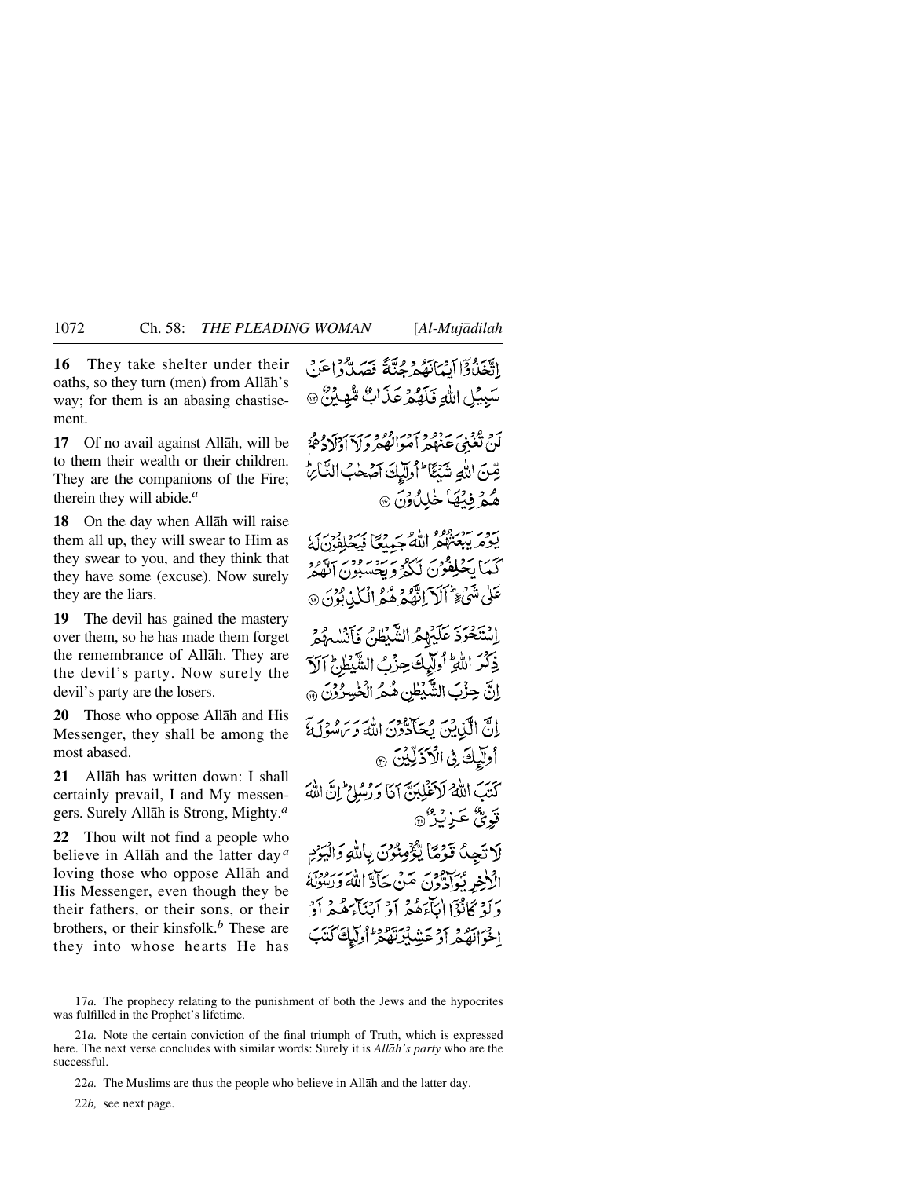**16** They take shelter under their oaths, so they turn (men) from Allāh's way; for them is an abasing chastisement.

اِتَّخَذُوْٓا اَيْمَانَهُمْ جُنَّةً فَصَدُّوْا عَنْ سَبِيْلِ اللّٰهِ فَلَهُمْ عَذَابٌ مُّهِيْنٌ ﴿۱۶﴾

**17** Of no avail against Allāh, will be to them their wealth or their children. They are the companions of the Fire; therein they will abide.[a]

لَنْ تُغْنِيَ عَنْهُمْ اَمْوَالُهُمْ وَلَآ اَوْلَادُهُمْ مِّنَ اللّٰهِ شَيْـًٔا ۭ اُولٰٓئِكَ اَصْحٰبُ النَّارِ ۭ هُمْ فِيْهَا خٰلِدُوْنَ ﴿۱۷﴾

**18** On the day when Allāh will raise them all up, they will swear to Him as they swear to you, and they think that they have some (excuse). Now surely they are the liars.

يَوْمَ يَبْعَثُهُمُ اللّٰهُ جَمِيْعًا فَيَحْلِفُوْنَ لَهٗ كَمَا يَحْلِفُوْنَ لَكُمْ وَيَحْسَبُوْنَ اَنَّهُمْ عَلٰي شَيْءٍ ۭ اَلَآ اِنَّهُمْ هُمُ الْكٰذِبُوْنَ ﴿۱۸﴾

**19** The devil has gained the mastery over them, so he has made them forget the remembrance of Allāh. They are the devil's party. Now surely the devil's party are the losers.

اِسْتَحْوَذَ عَلَيْهِمُ الشَّيْطٰنُ فَاَنْسٰـىهُمْ ذِكْرَ اللّٰهِ ۭ اُولٰٓئِكَ حِزْبُ الشَّيْطٰنِ ۭ اَلَآ اِنَّ حِزْبَ الشَّيْطٰنِ هُمُ الْخٰسِرُوْنَ ﴿۱۹﴾

**20** Those who oppose Allāh and His Messenger, they shall be among the most abased.

اِنَّ الَّذِيْنَ يُحَاۗدُّوْنَ اللّٰهَ وَرَسُوْلَهٗٓ اُولٰٓئِكَ فِي الْاَذَلِّيْنَ ﴿۲۰﴾

**21** Allāh has written down: I shall certainly prevail, I and My messengers. Surely Allāh is Strong, Mighty.[a]

كَتَبَ اللّٰهُ لَاَغْلِبَنَّ اَنَا وَرُسُلِيْ ۭ اِنَّ اللّٰهَ قَوِيٌّ عَزِيْزٌ ﴿۲۱﴾

**22** Thou wilt not find a people who believe in Allāh and the latter day[a] loving those who oppose Allāh and His Messenger, even though they be their fathers, or their sons, or their brothers, or their kinsfolk.[b] These are they into whose hearts He has

لَا تَجِدُ قَوْمًا يُّؤْمِنُوْنَ بِاللّٰهِ وَالْيَوْمِ الْاٰخِرِ يُوَاۗدُّوْنَ مَنْ حَاۗدَّ اللّٰهَ وَرَسُوْلَهٗ وَلَوْ كَانُوْٓا اٰبَاۗءَهُمْ اَوْ اَبْنَاۗءَهُمْ اَوْ اِخْوَانَهُمْ اَوْ عَشِيْرَتَهُمْ ۭ اُولٰٓئِكَ كَتَبَ

---

17*a.* The prophecy relating to the punishment of both the Jews and the hypocrites was fulfilled in the Prophet's lifetime.

21*a.* Note the certain conviction of the final triumph of Truth, which is expressed here. The next verse concludes with similar words: Surely it is *Allāh's party* who are the successful.

22*a.* The Muslims are thus the people who believe in Allāh and the latter day.

22*b,* see next page.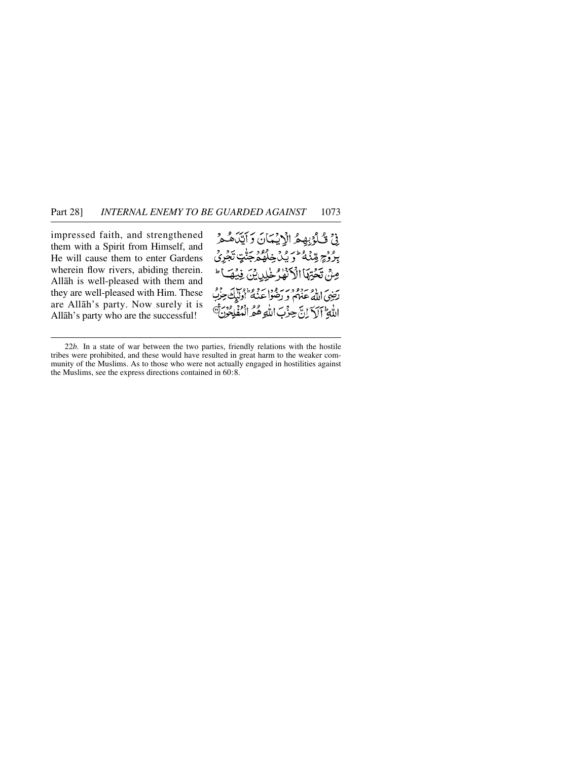impressed faith, and strengthened them with a Spirit from Himself, and He will cause them to enter Gardens wherein flow rivers, abiding therein. Allāh is well-pleased with them and they are well-pleased with Him. These are Allāh's party. Now surely it is Allāh's party who are the successful!

فِيْ قُلُوْبِهِمُ الْإِيْمَانَ وَاَيَّدَهُمْ بِرُوْحٍ مِّنْهُ ؕ وَيُدْخِلُهُمْ جَنّٰتٍ تَجْرِيْ مِنْ تَحْتِهَا الْاَنْهٰرُ خٰلِدِيْنَ فِيْهَا ؕ رَضِيَ اللّٰهُ عَنْهُمْ وَرَضُوْا عَنْهُ ؕ اُولٰٓئِكَ حِزْبُ اللّٰهِ ؕ اَلَآ اِنَّ حِزْبَ اللّٰهِ هُمُ الْمُفْلِحُوْنَ ﴿۲۲﴾

---

22*b*. In a state of war between the two parties, friendly relations with the hostile tribes were prohibited, and these would have resulted in great harm to the weaker community of the Muslims. As to those who were not actually engaged in hostilities against the Muslims, see the express directions contained in 60:8.